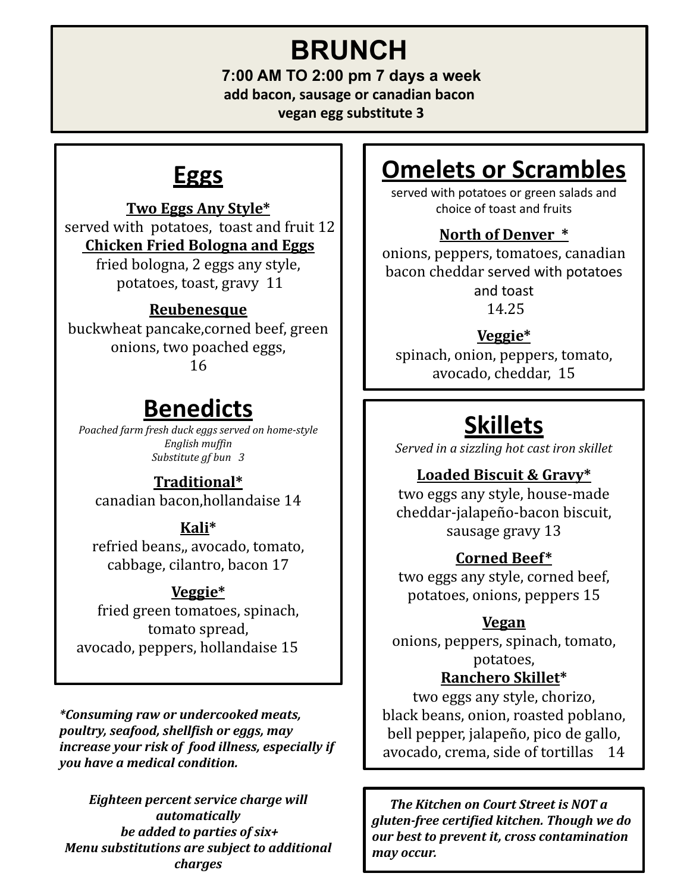# BRUNCH

**7:00 AM TO 2:00 pm 7 days a week**

**add bacon, sausage or canadian bacon**

**vegan egg substitute 3**

## Eggs

**Two Eggs Any Style***
served with potatoes, toast and fruit 12

**Chicken Fried Bologna and Eggs**
fried bologna, 2 eggs any style, potatoes, toast, gravy 11

**Reubenesque**
buckwheat pancake,corned beef, green onions, two poached eggs,
16

## Benedicts

*Poached farm fresh duck eggs served on home-style English muffin*
*Substitute gf bun 3*

**Traditional***
canadian bacon,hollandaise 14

**Kali***
refried beans,, avocado, tomato, cabbage, cilantro, bacon 17

**Veggie***
fried green tomatoes, spinach, tomato spread,
avocado, peppers, hollandaise 15

***Consuming raw or undercooked meats, poultry, seafood, shellfish or eggs, may increase your risk of food illness, especially if you have a medical condition.***

***Eighteen percent service charge will automatically be added to parties of six+***
***Menu substitutions are subject to additional charges***

## Omelets or Scrambles

served with potatoes or green salads and choice of toast and fruits

**North of Denver ***
onions, peppers, tomatoes, canadian bacon cheddar served with potatoes and toast
14.25

**Veggie***
spinach, onion, peppers, tomato, avocado, cheddar, 15

## Skillets

*Served in a sizzling hot cast iron skillet*

**Loaded Biscuit & Gravy***
two eggs any style, house-made cheddar-jalapeño-bacon biscuit, sausage gravy 13

**Corned Beef***
two eggs any style, corned beef, potatoes, onions, peppers 15

**Vegan**
onions, peppers, spinach, tomato, potatoes,

**Ranchero Skillet***
two eggs any style, chorizo, black beans, onion, roasted poblano, bell pepper, jalapeño, pico de gallo, avocado, crema, side of tortillas 14

***The Kitchen on Court Street is NOT a gluten-free certified kitchen. Though we do our best to prevent it, cross contamination may occur.***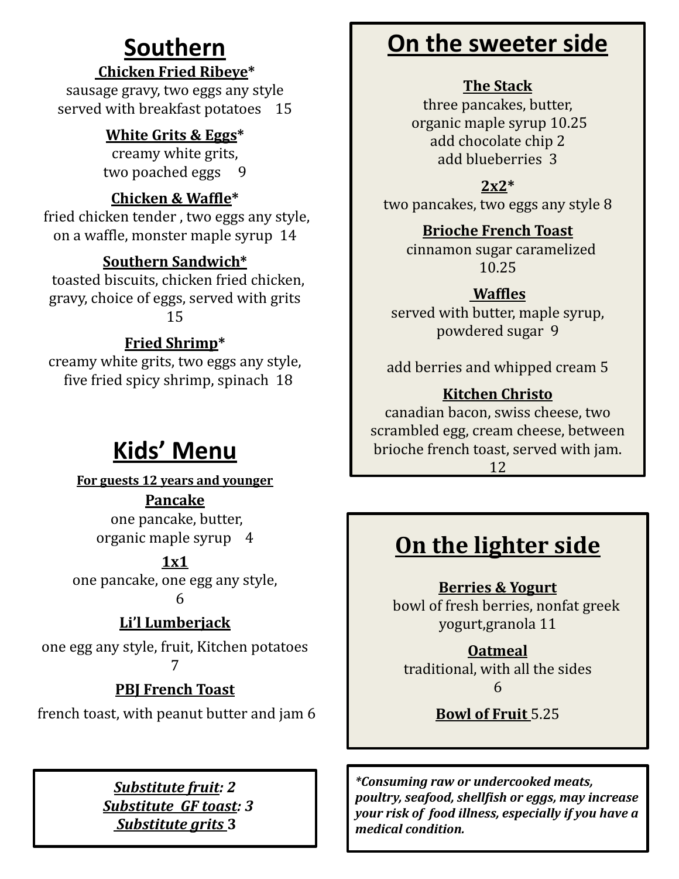## Southern

**Chicken Fried Ribeye***
sausage gravy, two eggs any style
served with breakfast potatoes 15

**White Grits & Eggs***
creamy white grits,
two poached eggs 9

**Chicken & Waffle***
fried chicken tender , two eggs any style,
on a waffle, monster maple syrup 14

**Southern Sandwich***
toasted biscuits, chicken fried chicken,
gravy, choice of eggs, served with grits
15

**Fried Shrimp***
creamy white grits, two eggs any style,
five fried spicy shrimp, spinach 18

## Kids' Menu

**For guests 12 years and younger**

**Pancake**
one pancake, butter,
organic maple syrup 4

**1x1**
one pancake, one egg any style,
6

**Li'l Lumberjack**
one egg any style, fruit, Kitchen potatoes
7

**PBJ French Toast**
french toast, with peanut butter and jam 6

*Substitute fruit: 2*
*Substitute GF toast: 3*
*Substitute grits* **3**

## On the sweeter side

**The Stack**
three pancakes, butter,
organic maple syrup 10.25
add chocolate chip 2
add blueberries 3

**2x2***
two pancakes, two eggs any style 8

**Brioche French Toast**
cinnamon sugar caramelized
10.25

**Waffles**
served with butter, maple syrup,
powdered sugar 9

add berries and whipped cream 5

**Kitchen Christo**
canadian bacon, swiss cheese, two
scrambled egg, cream cheese, between
brioche french toast, served with jam.
12

## On the lighter side

**Berries & Yogurt**
bowl of fresh berries, nonfat greek
yogurt,granola 11

**Oatmeal**
traditional, with all the sides
6

**Bowl of Fruit** 5.25

***Consuming raw or undercooked meats, poultry, seafood, shellfish or eggs, may increase your risk of food illness, especially if you have a medical condition.***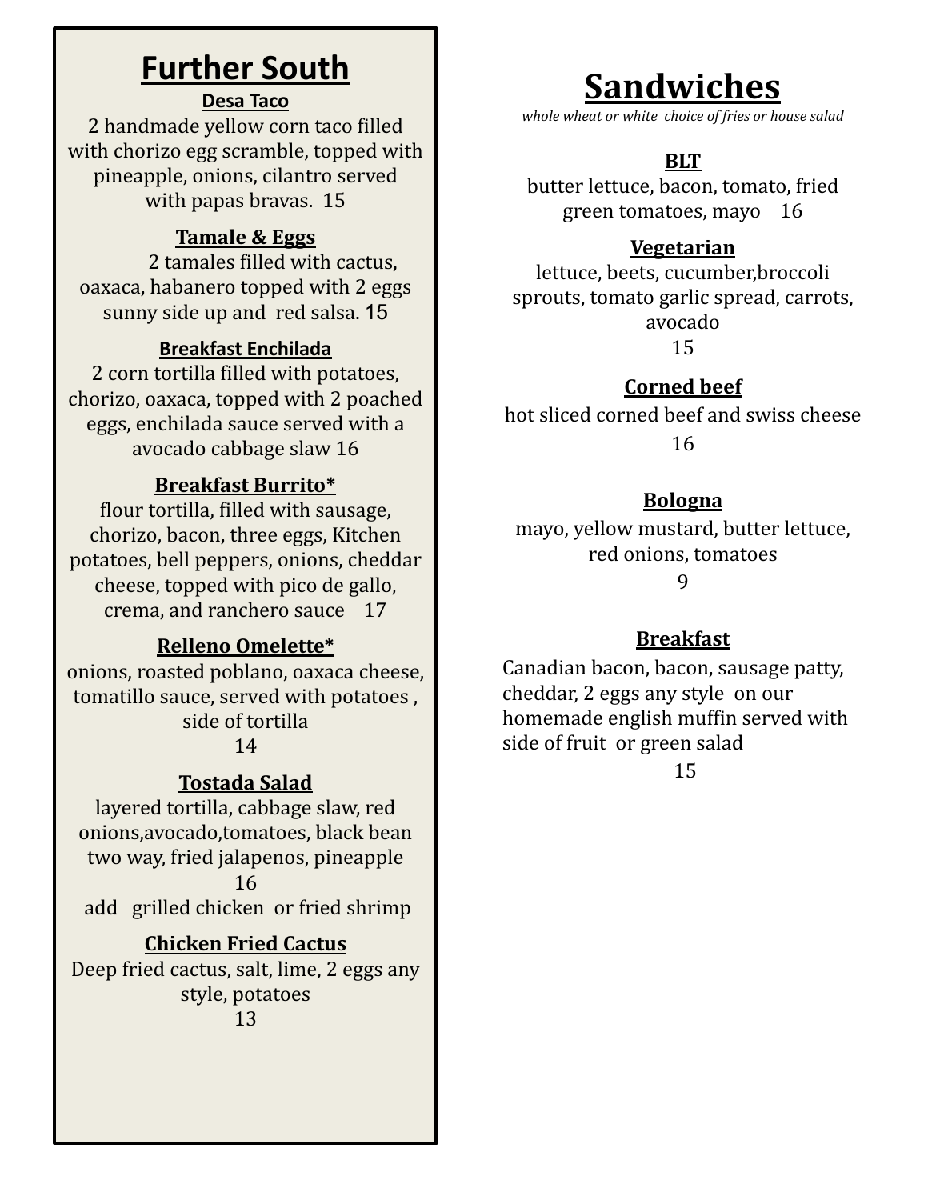# Further South

### Desa Taco

2 handmade yellow corn taco filled with chorizo egg scramble, topped with pineapple, onions, cilantro served with papas bravas. 15

### Tamale & Eggs

2 tamales filled with cactus, oaxaca, habanero topped with 2 eggs sunny side up and red salsa. 15

### Breakfast Enchilada

2 corn tortilla filled with potatoes, chorizo, oaxaca, topped with 2 poached eggs, enchilada sauce served with a avocado cabbage slaw 16

### Breakfast Burrito*

flour tortilla, filled with sausage, chorizo, bacon, three eggs, Kitchen potatoes, bell peppers, onions, cheddar cheese, topped with pico de gallo, crema, and ranchero sauce 17

### Relleno Omelette*

onions, roasted poblano, oaxaca cheese, tomatillo sauce, served with potatoes , side of tortilla
14

### Tostada Salad

layered tortilla, cabbage slaw, red onions,avocado,tomatoes, black bean two way, fried jalapenos, pineapple
16
add grilled chicken or fried shrimp

### Chicken Fried Cactus

Deep fried cactus, salt, lime, 2 eggs any style, potatoes
13

# Sandwiches

*whole wheat or white choice of fries or house salad*

### BLT

butter lettuce, bacon, tomato, fried green tomatoes, mayo 16

### Vegetarian

lettuce, beets, cucumber,broccoli sprouts, tomato garlic spread, carrots, avocado
15

### Corned beef

hot sliced corned beef and swiss cheese
16

### Bologna

mayo, yellow mustard, butter lettuce, red onions, tomatoes
9

### Breakfast

Canadian bacon, bacon, sausage patty, cheddar, 2 eggs any style on our homemade english muffin served with side of fruit or green salad
15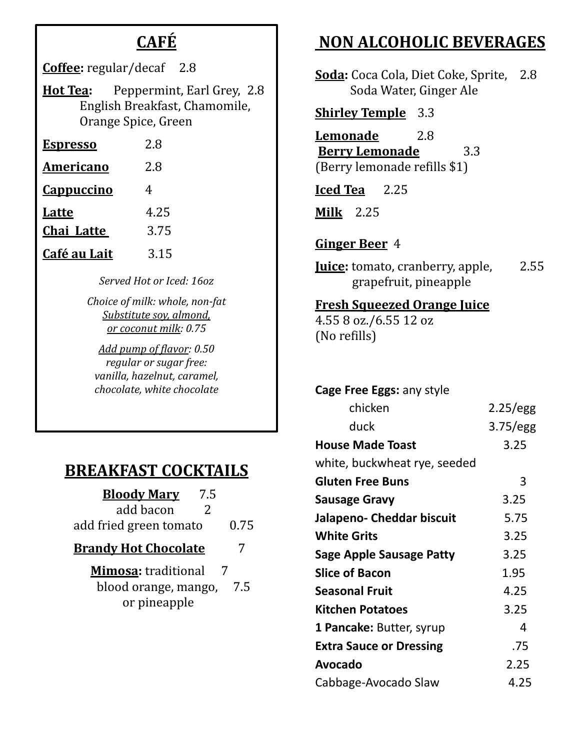## CAFÉ

**Coffee:** regular/decaf 2.8

**Hot Tea:** Peppermint, Earl Grey, English Breakfast, Chamomile, Orange Spice, Green 2.8

**Espresso** 2.8

**Americano** 2.8

**Cappuccino** 4

**Latte** 4.25

**Chai Latte** 3.75

**Café au Lait** 3.15

*Served Hot or Iced: 16oz*

*Choice of milk: whole, non-fat*
*Substitute soy, almond, or coconut milk: 0.75*

*Add pump of flavor: 0.50*
*regular or sugar free:*
*vanilla, hazelnut, caramel, chocolate, white chocolate*

## BREAKFAST COCKTAILS

**Bloody Mary** 7.5
add bacon 2
add fried green tomato 0.75

**Brandy Hot Chocolate** 7

**Mimosa:** traditional 7
blood orange, mango, or pineapple 7.5

## NON ALCOHOLIC BEVERAGES

**Soda:** Coca Cola, Diet Coke, Sprite, Soda Water, Ginger Ale 2.8

**Shirley Temple** 3.3

**Lemonade** 2.8

**Berry Lemonade** 3.3
(Berry lemonade refills $1)

**Iced Tea** 2.25

**Milk** 2.25

**Ginger Beer** 4

**Juice:** tomato, cranberry, apple, grapefruit, pineapple 2.55

**Fresh Squeezed Orange Juice**
4.55 8 oz./6.55 12 oz
(No refills)

| | |
|---|---|
| **Cage Free Eggs:** any style | |
| chicken | 2.25/egg |
| duck | 3.75/egg |
| **House Made Toast** | 3.25 |
| white, buckwheat rye, seeded | |
| **Gluten Free Buns** | 3 |
| **Sausage Gravy** | 3.25 |
| **Jalapeno- Cheddar biscuit** | 5.75 |
| **White Grits** | 3.25 |
| **Sage Apple Sausage Patty** | 3.25 |
| **Slice of Bacon** | 1.95 |
| **Seasonal Fruit** | 4.25 |
| **Kitchen Potatoes** | 3.25 |
| **1 Pancake:** Butter, syrup | 4 |
| **Extra Sauce or Dressing** | .75 |
| **Avocado** | 2.25 |
| Cabbage-Avocado Slaw | 4.25 |